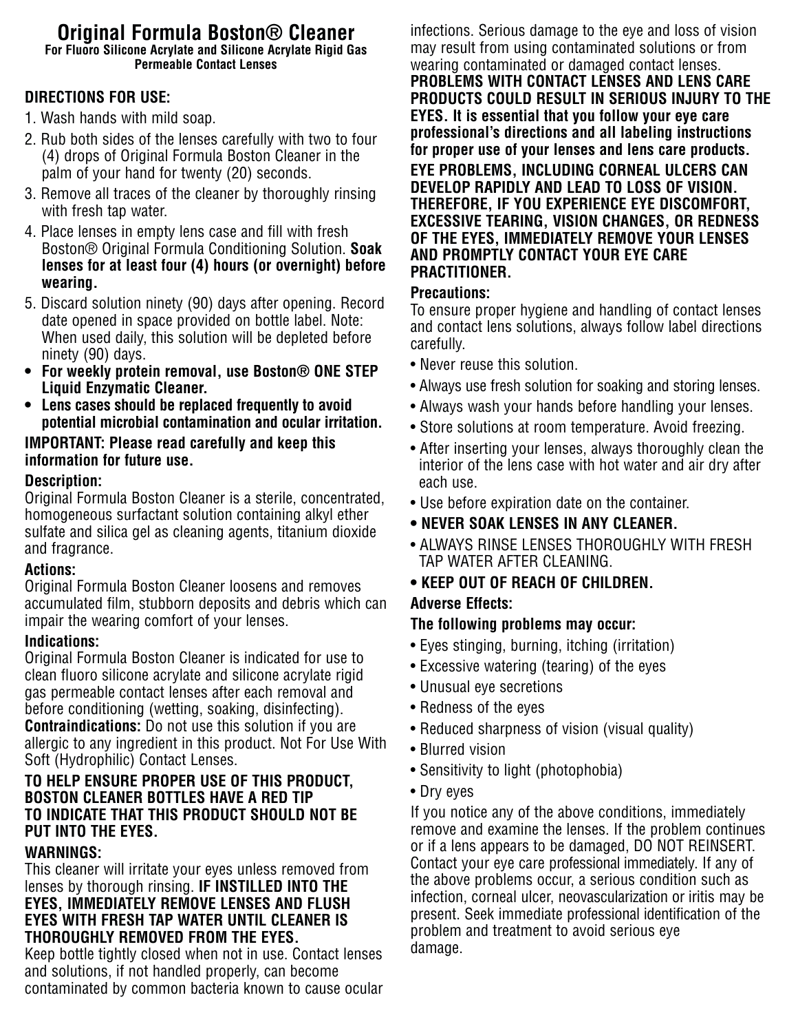# Original Formula Boston® Cleaner

**For Fluoro Silicone Acrylate and Silicone Acrylate Rigid Gas Permeable Contact Lenses**

## DIRECTIONS FOR USE:

1. Wash hands with mild soap.
2. Rub both sides of the lenses carefully with two to four (4) drops of Original Formula Boston Cleaner in the palm of your hand for twenty (20) seconds.
3. Remove all traces of the cleaner by thoroughly rinsing with fresh tap water.
4. Place lenses in empty lens case and fill with fresh Boston® Original Formula Conditioning Solution. **Soak lenses for at least four (4) hours (or overnight) before wearing.**
5. Discard solution ninety (90) days after opening. Record date opened in space provided on bottle label. Note: When used daily, this solution will be depleted before ninety (90) days.

- **For weekly protein removal, use Boston® ONE STEP Liquid Enzymatic Cleaner.**
- **Lens cases should be replaced frequently to avoid potential microbial contamination and ocular irritation.**

**IMPORTANT: Please read carefully and keep this information for future use.**

### Description:

Original Formula Boston Cleaner is a sterile, concentrated, homogeneous surfactant solution containing alkyl ether sulfate and silica gel as cleaning agents, titanium dioxide and fragrance.

### Actions:

Original Formula Boston Cleaner loosens and removes accumulated film, stubborn deposits and debris which can impair the wearing comfort of your lenses.

### Indications:

Original Formula Boston Cleaner is indicated for use to clean fluoro silicone acrylate and silicone acrylate rigid gas permeable contact lenses after each removal and before conditioning (wetting, soaking, disinfecting).

**Contraindications:** Do not use this solution if you are allergic to any ingredient in this product. Not For Use With Soft (Hydrophilic) Contact Lenses.

**TO HELP ENSURE PROPER USE OF THIS PRODUCT, BOSTON CLEANER BOTTLES HAVE A RED TIP TO INDICATE THAT THIS PRODUCT SHOULD NOT BE PUT INTO THE EYES.**

### WARNINGS:

This cleaner will irritate your eyes unless removed from lenses by thorough rinsing. **IF INSTILLED INTO THE EYES, IMMEDIATELY REMOVE LENSES AND FLUSH EYES WITH FRESH TAP WATER UNTIL CLEANER IS THOROUGHLY REMOVED FROM THE EYES.**

Keep bottle tightly closed when not in use. Contact lenses and solutions, if not handled properly, can become contaminated by common bacteria known to cause ocular infections. Serious damage to the eye and loss of vision may result from using contaminated solutions or from wearing contaminated or damaged contact lenses.

**PROBLEMS WITH CONTACT LENSES AND LENS CARE PRODUCTS COULD RESULT IN SERIOUS INJURY TO THE EYES. It is essential that you follow your eye care professional's directions and all labeling instructions for proper use of your lenses and lens care products.**

**EYE PROBLEMS, INCLUDING CORNEAL ULCERS CAN DEVELOP RAPIDLY AND LEAD TO LOSS OF VISION. THEREFORE, IF YOU EXPERIENCE EYE DISCOMFORT, EXCESSIVE TEARING, VISION CHANGES, OR REDNESS OF THE EYES, IMMEDIATELY REMOVE YOUR LENSES AND PROMPTLY CONTACT YOUR EYE CARE PRACTITIONER.**

### Precautions:

To ensure proper hygiene and handling of contact lenses and contact lens solutions, always follow label directions carefully.

- Never reuse this solution.
- Always use fresh solution for soaking and storing lenses.
- Always wash your hands before handling your lenses.
- Store solutions at room temperature. Avoid freezing.
- After inserting your lenses, always thoroughly clean the interior of the lens case with hot water and air dry after each use.
- Use before expiration date on the container.
- **NEVER SOAK LENSES IN ANY CLEANER.**
- ALWAYS RINSE LENSES THOROUGHLY WITH FRESH TAP WATER AFTER CLEANING.
- **KEEP OUT OF REACH OF CHILDREN.**

### Adverse Effects:

**The following problems may occur:**

- Eyes stinging, burning, itching (irritation)
- Excessive watering (tearing) of the eyes
- Unusual eye secretions
- Redness of the eyes
- Reduced sharpness of vision (visual quality)
- Blurred vision
- Sensitivity to light (photophobia)
- Dry eyes

If you notice any of the above conditions, immediately remove and examine the lenses. If the problem continues or if a lens appears to be damaged, DO NOT REINSERT. Contact your eye care professional immediately. If any of the above problems occur, a serious condition such as infection, corneal ulcer, neovascularization or iritis may be present. Seek immediate professional identification of the problem and treatment to avoid serious eye damage.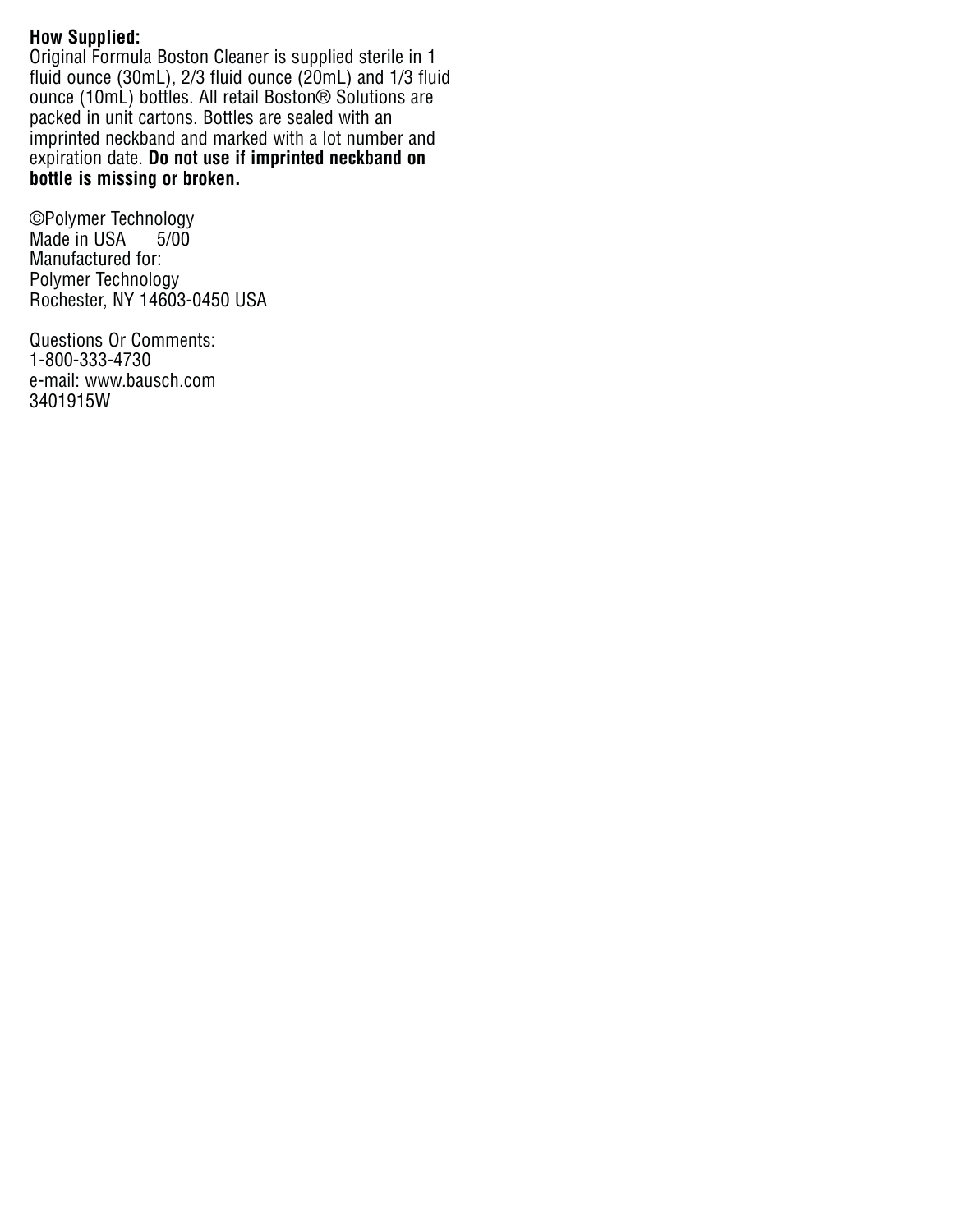**How Supplied:**
Original Formula Boston Cleaner is supplied sterile in 1 fluid ounce (30mL), 2/3 fluid ounce (20mL) and 1/3 fluid ounce (10mL) bottles. All retail Boston® Solutions are packed in unit cartons. Bottles are sealed with an imprinted neckband and marked with a lot number and expiration date. **Do not use if imprinted neckband on bottle is missing or broken.**

©Polymer Technology
Made in USA 5/00
Manufactured for:
Polymer Technology
Rochester, NY 14603-0450 USA

Questions Or Comments:
1-800-333-4730
e-mail: www.bausch.com
3401915W